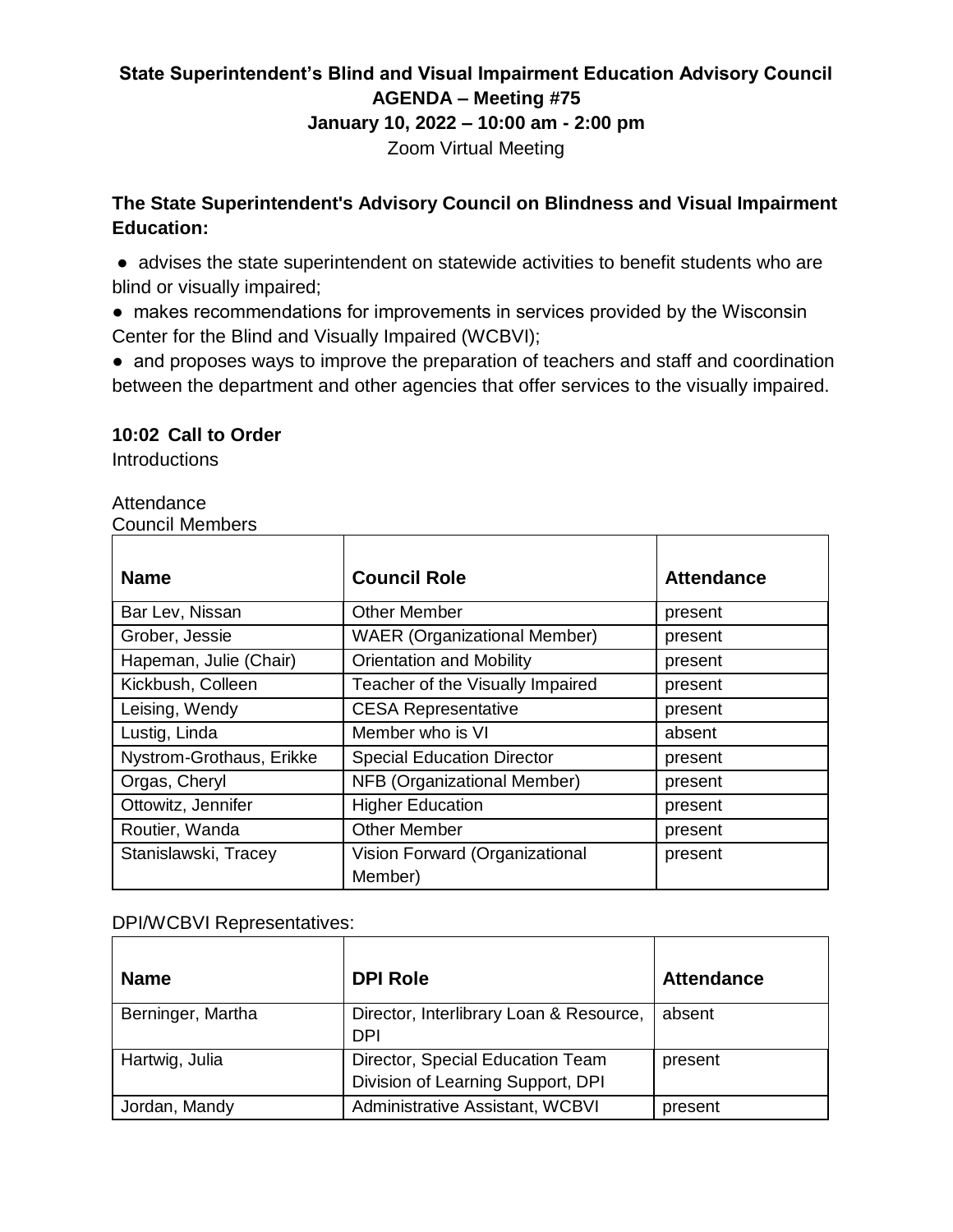**State Superintendent's Blind and Visual Impairment Education Advisory Council**
**AGENDA – Meeting #75**
**January 10, 2022 – 10:00 am - 2:00 pm**
Zoom Virtual Meeting

**The State Superintendent's Advisory Council on Blindness and Visual Impairment Education:**

- advises the state superintendent on statewide activities to benefit students who are blind or visually impaired;
- makes recommendations for improvements in services provided by the Wisconsin Center for the Blind and Visually Impaired (WCBVI);
- and proposes ways to improve the preparation of teachers and staff and coordination between the department and other agencies that offer services to the visually impaired.

**10:02 Call to Order**

Introductions

Attendance

Council Members

| Name | Council Role | Attendance |
|---|---|---|
| Bar Lev, Nissan | Other Member | present |
| Grober, Jessie | WAER (Organizational Member) | present |
| Hapeman, Julie (Chair) | Orientation and Mobility | present |
| Kickbush, Colleen | Teacher of the Visually Impaired | present |
| Leising, Wendy | CESA Representative | present |
| Lustig, Linda | Member who is VI | absent |
| Nystrom-Grothaus, Erikke | Special Education Director | present |
| Orgas, Cheryl | NFB (Organizational Member) | present |
| Ottowitz, Jennifer | Higher Education | present |
| Routier, Wanda | Other Member | present |
| Stanislawski, Tracey | Vision Forward (Organizational Member) | present |

DPI/WCBVI Representatives:

| Name | DPI Role | Attendance |
|---|---|---|
| Berninger, Martha | Director, Interlibrary Loan & Resource, DPI | absent |
| Hartwig, Julia | Director, Special Education Team Division of Learning Support, DPI | present |
| Jordan, Mandy | Administrative Assistant, WCBVI | present |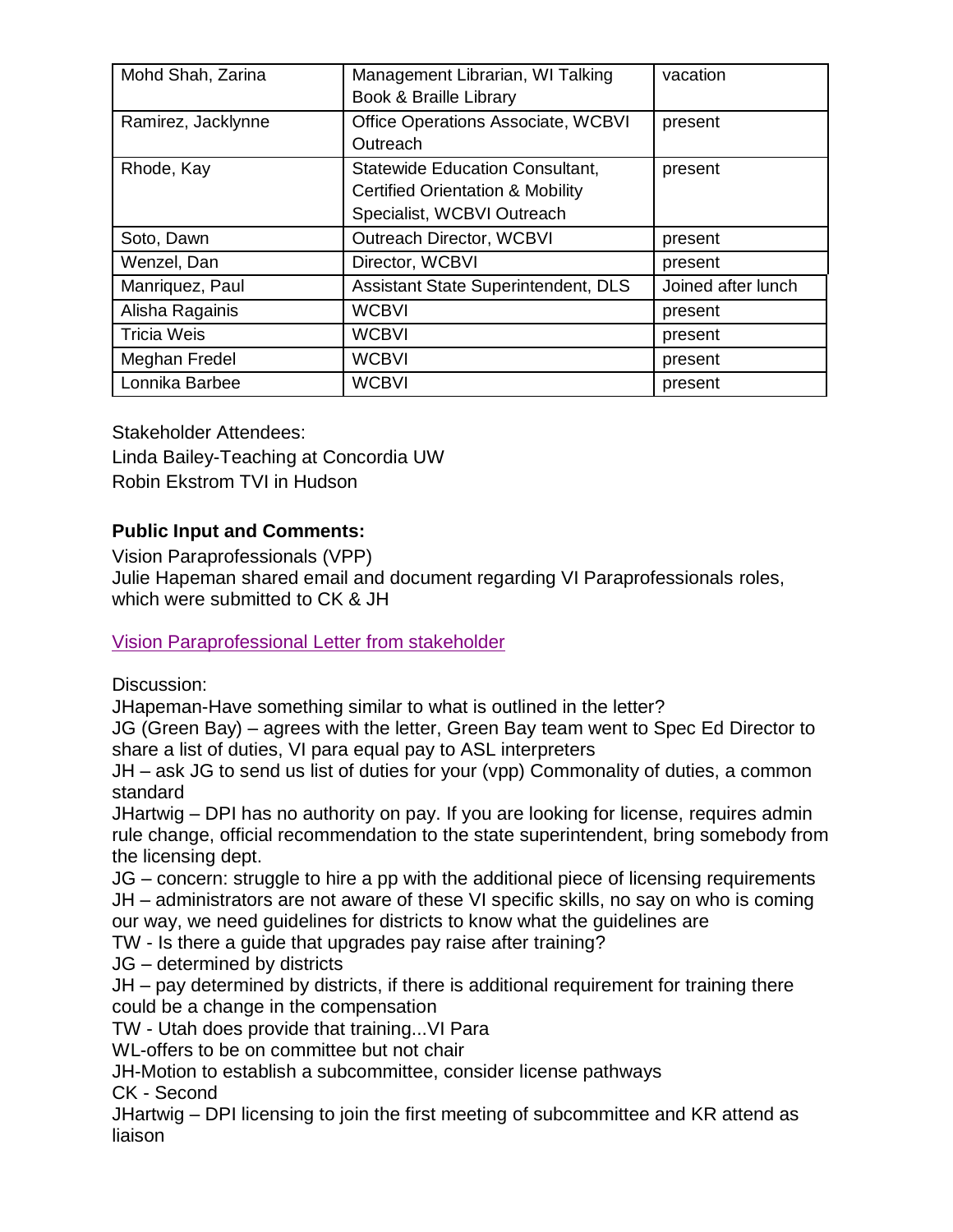| Mohd Shah, Zarina | Management Librarian, WI Talking Book & Braille Library | vacation |
|---|---|---|
| Ramirez, Jacklynne | Office Operations Associate, WCBVI Outreach | present |
| Rhode, Kay | Statewide Education Consultant, Certified Orientation & Mobility Specialist, WCBVI Outreach | present |
| Soto, Dawn | Outreach Director, WCBVI | present |
| Wenzel, Dan | Director, WCBVI | present |
| Manriquez, Paul | Assistant State Superintendent, DLS | Joined after lunch |
| Alisha Ragainis | WCBVI | present |
| Tricia Weis | WCBVI | present |
| Meghan Fredel | WCBVI | present |
| Lonnika Barbee | WCBVI | present |

Stakeholder Attendees:
Linda Bailey-Teaching at Concordia UW
Robin Ekstrom TVI in Hudson

**Public Input and Comments:**

Vision Paraprofessionals (VPP)
Julie Hapeman shared email and document regarding VI Paraprofessionals roles, which were submitted to CK & JH

Vision Paraprofessional Letter from stakeholder

Discussion:
JHapeman-Have something similar to what is outlined in the letter?
JG (Green Bay) – agrees with the letter, Green Bay team went to Spec Ed Director to share a list of duties, VI para equal pay to ASL interpreters
JH – ask JG to send us list of duties for your (vpp) Commonality of duties, a common standard
JHartwig – DPI has no authority on pay. If you are looking for license, requires admin rule change, official recommendation to the state superintendent, bring somebody from the licensing dept.
JG – concern: struggle to hire a pp with the additional piece of licensing requirements
JH – administrators are not aware of these VI specific skills, no say on who is coming our way, we need guidelines for districts to know what the guidelines are
TW - Is there a guide that upgrades pay raise after training?
JG – determined by districts
JH – pay determined by districts, if there is additional requirement for training there could be a change in the compensation
TW - Utah does provide that training...VI Para
WL-offers to be on committee but not chair
JH-Motion to establish a subcommittee, consider license pathways
CK - Second
JHartwig – DPI licensing to join the first meeting of subcommittee and KR attend as liaison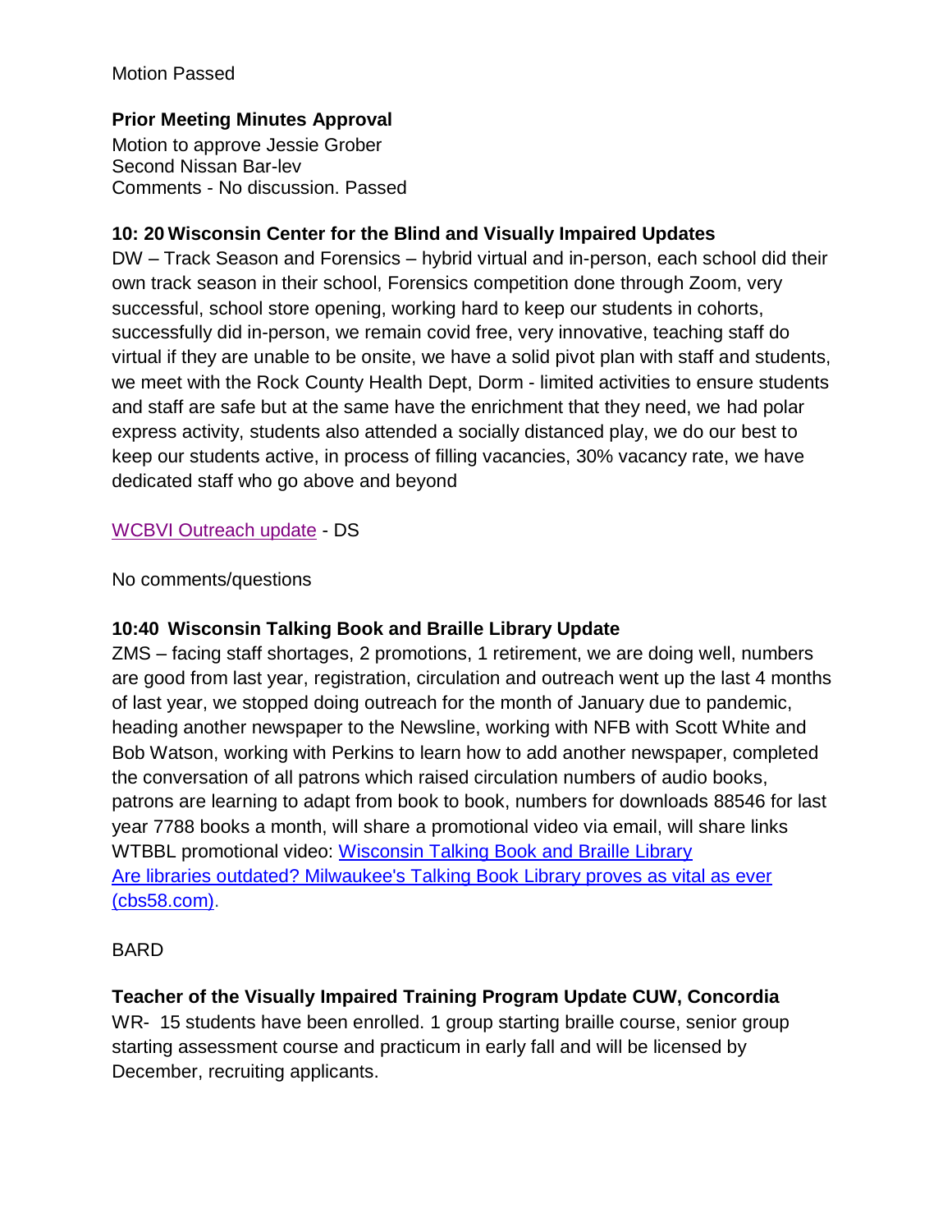Motion Passed

**Prior Meeting Minutes Approval**

Motion to approve Jessie Grober
Second Nissan Bar-lev
Comments - No discussion. Passed

**10: 20 Wisconsin Center for the Blind and Visually Impaired Updates**

DW – Track Season and Forensics – hybrid virtual and in-person, each school did their own track season in their school, Forensics competition done through Zoom, very successful, school store opening, working hard to keep our students in cohorts, successfully did in-person, we remain covid free, very innovative, teaching staff do virtual if they are unable to be onsite, we have a solid pivot plan with staff and students, we meet with the Rock County Health Dept, Dorm - limited activities to ensure students and staff are safe but at the same have the enrichment that they need, we had polar express activity, students also attended a socially distanced play, we do our best to keep our students active, in process of filling vacancies, 30% vacancy rate, we have dedicated staff who go above and beyond

[WCBVI Outreach update]() - DS

No comments/questions

**10:40 Wisconsin Talking Book and Braille Library Update**

ZMS – facing staff shortages, 2 promotions, 1 retirement, we are doing well, numbers are good from last year, registration, circulation and outreach went up the last 4 months of last year, we stopped doing outreach for the month of January due to pandemic, heading another newspaper to the Newsline, working with NFB with Scott White and Bob Watson, working with Perkins to learn how to add another newspaper, completed the conversation of all patrons which raised circulation numbers of audio books, patrons are learning to adapt from book to book, numbers for downloads 88546 for last year 7788 books a month, will share a promotional video via email, will share links WTBBL promotional video: [Wisconsin Talking Book and Braille Library]()
[Are libraries outdated? Milwaukee's Talking Book Library proves as vital as ever (cbs58.com)]().

BARD

**Teacher of the Visually Impaired Training Program Update CUW, Concordia**

WR- 15 students have been enrolled. 1 group starting braille course, senior group starting assessment course and practicum in early fall and will be licensed by December, recruiting applicants.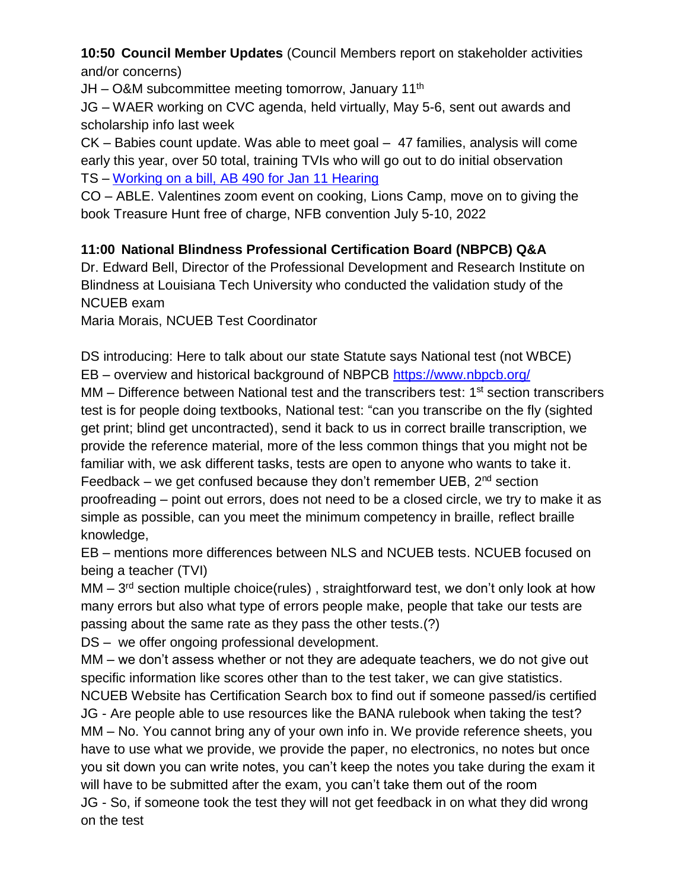**10:50 Council Member Updates** (Council Members report on stakeholder activities and/or concerns)

JH – O&M subcommittee meeting tomorrow, January 11th

JG – WAER working on CVC agenda, held virtually, May 5-6, sent out awards and scholarship info last week

CK – Babies count update. Was able to meet goal – 47 families, analysis will come early this year, over 50 total, training TVIs who will go out to do initial observation

TS – Working on a bill, AB 490 for Jan 11 Hearing

CO – ABLE. Valentines zoom event on cooking, Lions Camp, move on to giving the book Treasure Hunt free of charge, NFB convention July 5-10, 2022

**11:00 National Blindness Professional Certification Board (NBPCB) Q&A**

Dr. Edward Bell, Director of the Professional Development and Research Institute on Blindness at Louisiana Tech University who conducted the validation study of the NCUEB exam

Maria Morais, NCUEB Test Coordinator

DS introducing: Here to talk about our state Statute says National test (not WBCE)

EB – overview and historical background of NBPCB https://www.nbpcb.org/

MM – Difference between National test and the transcribers test: 1st section transcribers test is for people doing textbooks, National test: "can you transcribe on the fly (sighted get print; blind get uncontracted), send it back to us in correct braille transcription, we provide the reference material, more of the less common things that you might not be familiar with, we ask different tasks, tests are open to anyone who wants to take it. Feedback – we get confused because they don't remember UEB, 2nd section proofreading – point out errors, does not need to be a closed circle, we try to make it as simple as possible, can you meet the minimum competency in braille, reflect braille knowledge,

EB – mentions more differences between NLS and NCUEB tests. NCUEB focused on being a teacher (TVI)

MM – 3rd section multiple choice(rules) , straightforward test, we don't only look at how many errors but also what type of errors people make, people that take our tests are passing about the same rate as they pass the other tests.(?)

DS – we offer ongoing professional development.

MM – we don't assess whether or not they are adequate teachers, we do not give out specific information like scores other than to the test taker, we can give statistics. NCUEB Website has Certification Search box to find out if someone passed/is certified

JG - Are people able to use resources like the BANA rulebook when taking the test?

MM – No. You cannot bring any of your own info in. We provide reference sheets, you have to use what we provide, we provide the paper, no electronics, no notes but once you sit down you can write notes, you can't keep the notes you take during the exam it will have to be submitted after the exam, you can't take them out of the room

JG - So, if someone took the test they will not get feedback in on what they did wrong on the test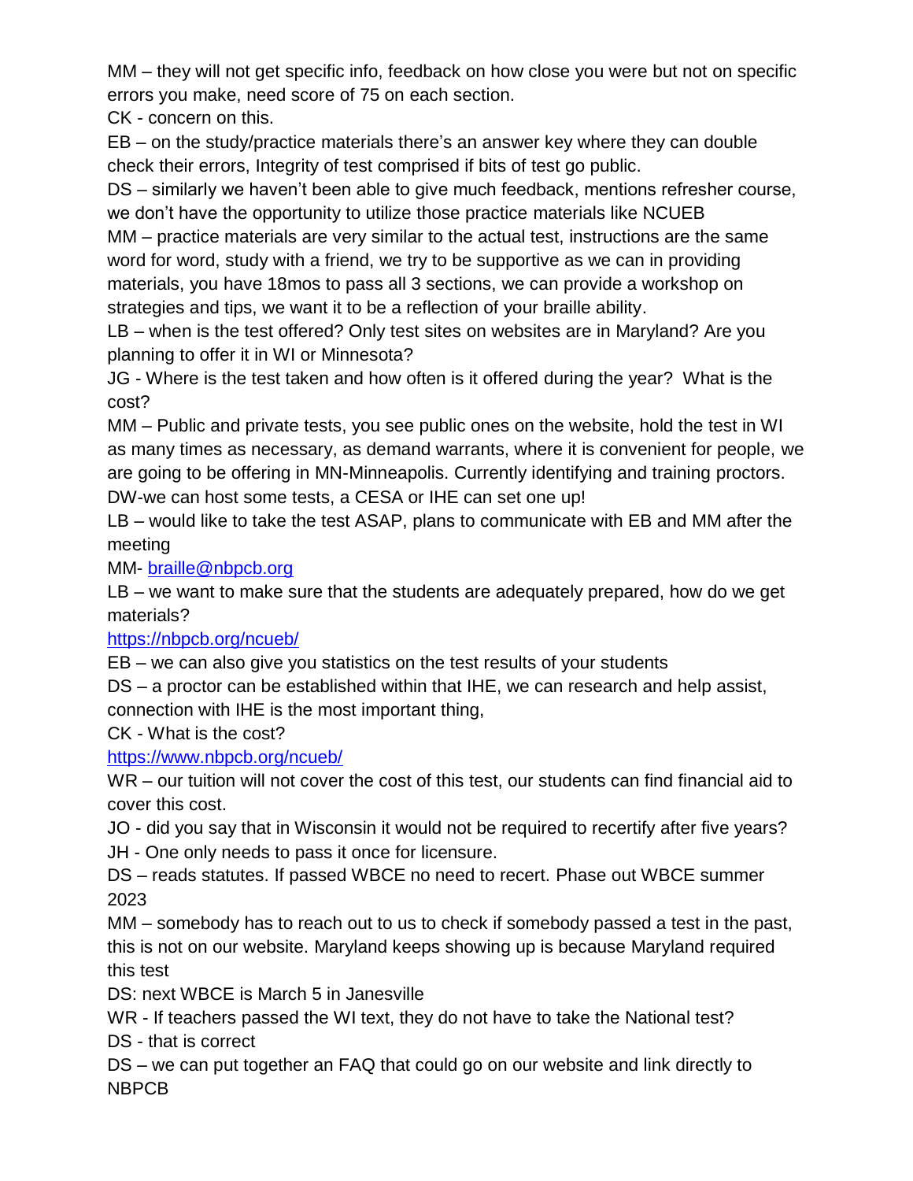MM – they will not get specific info, feedback on how close you were but not on specific errors you make, need score of 75 on each section.

CK - concern on this.

EB – on the study/practice materials there's an answer key where they can double check their errors, Integrity of test comprised if bits of test go public.

DS – similarly we haven't been able to give much feedback, mentions refresher course, we don't have the opportunity to utilize those practice materials like NCUEB

MM – practice materials are very similar to the actual test, instructions are the same word for word, study with a friend, we try to be supportive as we can in providing materials, you have 18mos to pass all 3 sections, we can provide a workshop on strategies and tips, we want it to be a reflection of your braille ability.

LB – when is the test offered? Only test sites on websites are in Maryland? Are you planning to offer it in WI or Minnesota?

JG - Where is the test taken and how often is it offered during the year? What is the cost?

MM – Public and private tests, you see public ones on the website, hold the test in WI as many times as necessary, as demand warrants, where it is convenient for people, we are going to be offering in MN-Minneapolis. Currently identifying and training proctors.

DW-we can host some tests, a CESA or IHE can set one up!

LB – would like to take the test ASAP, plans to communicate with EB and MM after the meeting

MM- [braille@nbpcb.org](mailto:braille@nbpcb.org)

LB – we want to make sure that the students are adequately prepared, how do we get materials?

[https://nbpcb.org/ncueb/](https://nbpcb.org/ncueb/)

EB – we can also give you statistics on the test results of your students

DS – a proctor can be established within that IHE, we can research and help assist, connection with IHE is the most important thing,

CK - What is the cost?

[https://www.nbpcb.org/ncueb/](https://www.nbpcb.org/ncueb/)

WR – our tuition will not cover the cost of this test, our students can find financial aid to cover this cost.

JO - did you say that in Wisconsin it would not be required to recertify after five years?

JH - One only needs to pass it once for licensure.

DS – reads statutes. If passed WBCE no need to recert. Phase out WBCE summer 2023

MM – somebody has to reach out to us to check if somebody passed a test in the past, this is not on our website. Maryland keeps showing up is because Maryland required this test

DS: next WBCE is March 5 in Janesville

WR - If teachers passed the WI text, they do not have to take the National test?

DS - that is correct

DS – we can put together an FAQ that could go on our website and link directly to NBPCB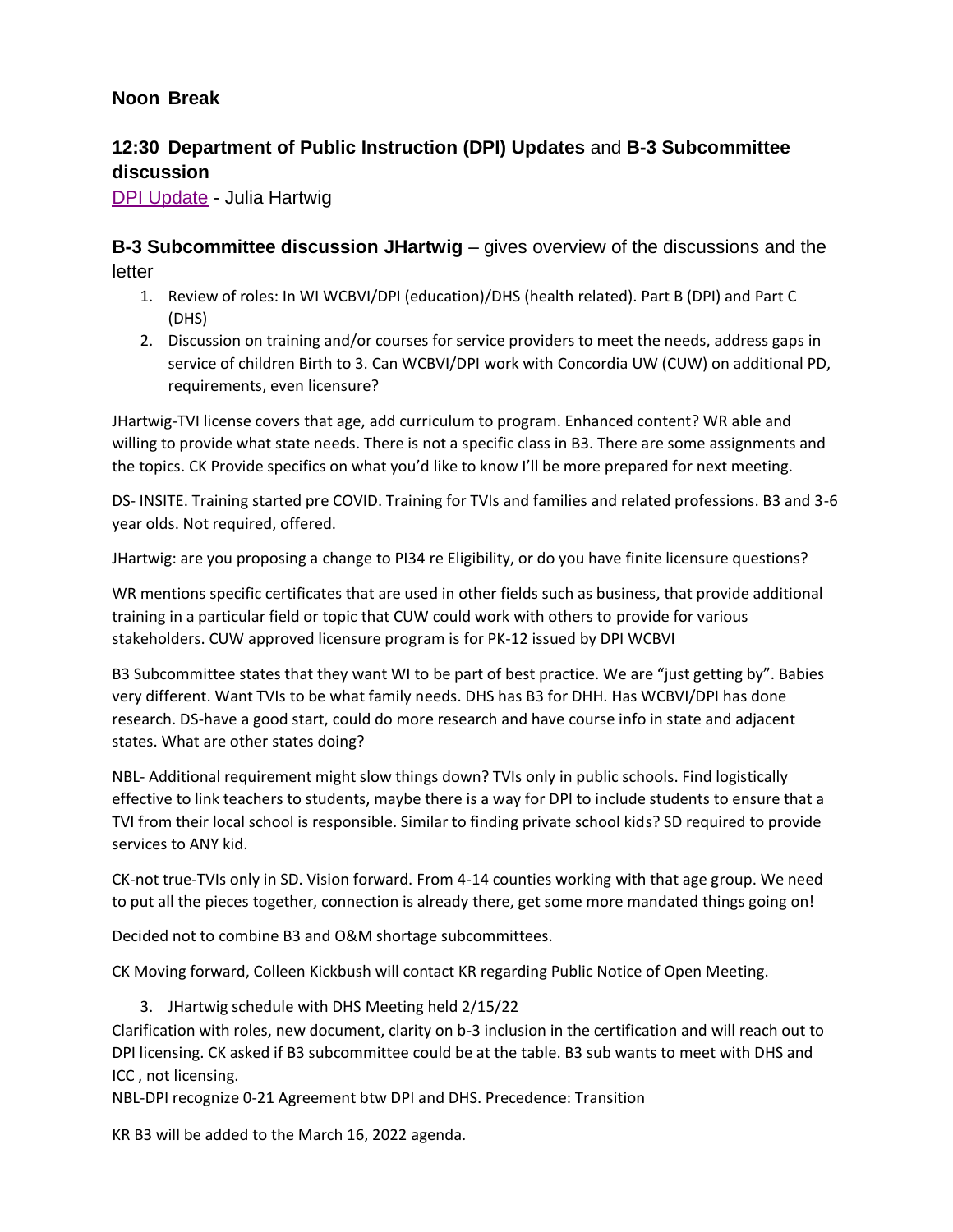### Noon Break

### 12:30 Department of Public Instruction (DPI) Updates and B-3 Subcommittee discussion

[DPI Update](#) - Julia Hartwig

### B-3 Subcommittee discussion JHartwig – gives overview of the discussions and the letter

1. Review of roles: In WI WCBVI/DPI (education)/DHS (health related). Part B (DPI) and Part C (DHS)
2. Discussion on training and/or courses for service providers to meet the needs, address gaps in service of children Birth to 3. Can WCBVI/DPI work with Concordia UW (CUW) on additional PD, requirements, even licensure?

JHartwig-TVI license covers that age, add curriculum to program. Enhanced content? WR able and willing to provide what state needs. There is not a specific class in B3. There are some assignments and the topics. CK Provide specifics on what you'd like to know I'll be more prepared for next meeting.

DS- INSITE. Training started pre COVID. Training for TVIs and families and related professions. B3 and 3-6 year olds. Not required, offered.

JHartwig: are you proposing a change to PI34 re Eligibility, or do you have finite licensure questions?

WR mentions specific certificates that are used in other fields such as business, that provide additional training in a particular field or topic that CUW could work with others to provide for various stakeholders. CUW approved licensure program is for PK-12 issued by DPI WCBVI

B3 Subcommittee states that they want WI to be part of best practice. We are "just getting by". Babies very different. Want TVIs to be what family needs. DHS has B3 for DHH. Has WCBVI/DPI has done research. DS-have a good start, could do more research and have course info in state and adjacent states. What are other states doing?

NBL- Additional requirement might slow things down? TVIs only in public schools. Find logistically effective to link teachers to students, maybe there is a way for DPI to include students to ensure that a TVI from their local school is responsible. Similar to finding private school kids? SD required to provide services to ANY kid.

CK-not true-TVIs only in SD. Vision forward. From 4-14 counties working with that age group. We need to put all the pieces together, connection is already there, get some more mandated things going on!

Decided not to combine B3 and O&M shortage subcommittees.

CK Moving forward, Colleen Kickbush will contact KR regarding Public Notice of Open Meeting.

3. JHartwig schedule with DHS Meeting held 2/15/22

Clarification with roles, new document, clarity on b-3 inclusion in the certification and will reach out to DPI licensing. CK asked if B3 subcommittee could be at the table. B3 sub wants to meet with DHS and ICC , not licensing.
NBL-DPI recognize 0-21 Agreement btw DPI and DHS. Precedence: Transition

KR B3 will be added to the March 16, 2022 agenda.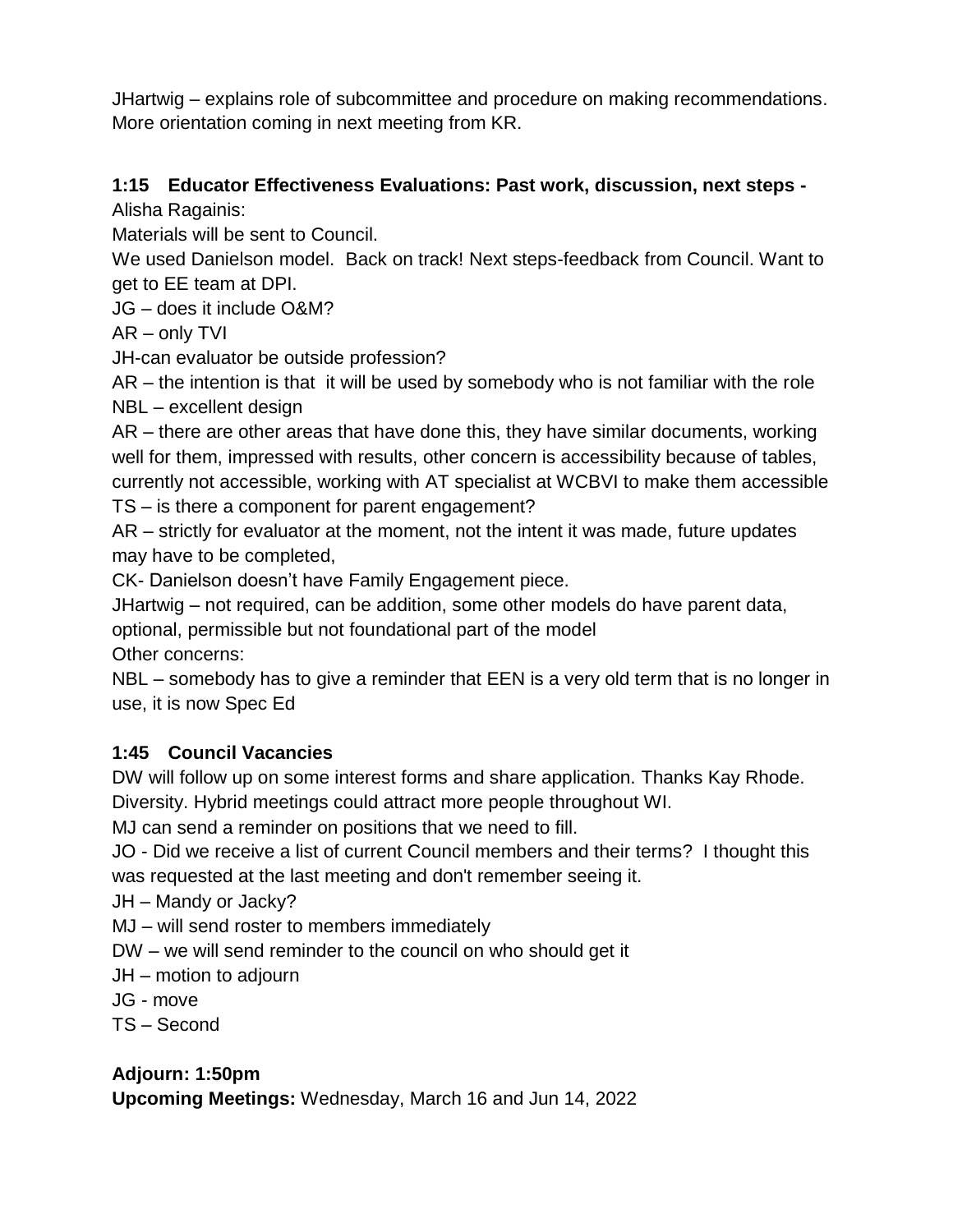JHartwig – explains role of subcommittee and procedure on making recommendations. More orientation coming in next meeting from KR.

**1:15 Educator Effectiveness Evaluations: Past work, discussion, next steps -**

Alisha Ragainis:

Materials will be sent to Council.

We used Danielson model. Back on track! Next steps-feedback from Council. Want to get to EE team at DPI.

JG – does it include O&M?

AR – only TVI

JH-can evaluator be outside profession?

AR – the intention is that it will be used by somebody who is not familiar with the role

NBL – excellent design

AR – there are other areas that have done this, they have similar documents, working well for them, impressed with results, other concern is accessibility because of tables, currently not accessible, working with AT specialist at WCBVI to make them accessible

TS – is there a component for parent engagement?

AR – strictly for evaluator at the moment, not the intent it was made, future updates may have to be completed,

CK- Danielson doesn't have Family Engagement piece.

JHartwig – not required, can be addition, some other models do have parent data, optional, permissible but not foundational part of the model

Other concerns:

NBL – somebody has to give a reminder that EEN is a very old term that is no longer in use, it is now Spec Ed

**1:45 Council Vacancies**

DW will follow up on some interest forms and share application. Thanks Kay Rhode. Diversity. Hybrid meetings could attract more people throughout WI.

MJ can send a reminder on positions that we need to fill.

JO - Did we receive a list of current Council members and their terms? I thought this was requested at the last meeting and don't remember seeing it.

JH – Mandy or Jacky?

MJ – will send roster to members immediately

DW – we will send reminder to the council on who should get it

JH – motion to adjourn

JG - move

TS – Second

**Adjourn: 1:50pm**

**Upcoming Meetings:** Wednesday, March 16 and Jun 14, 2022